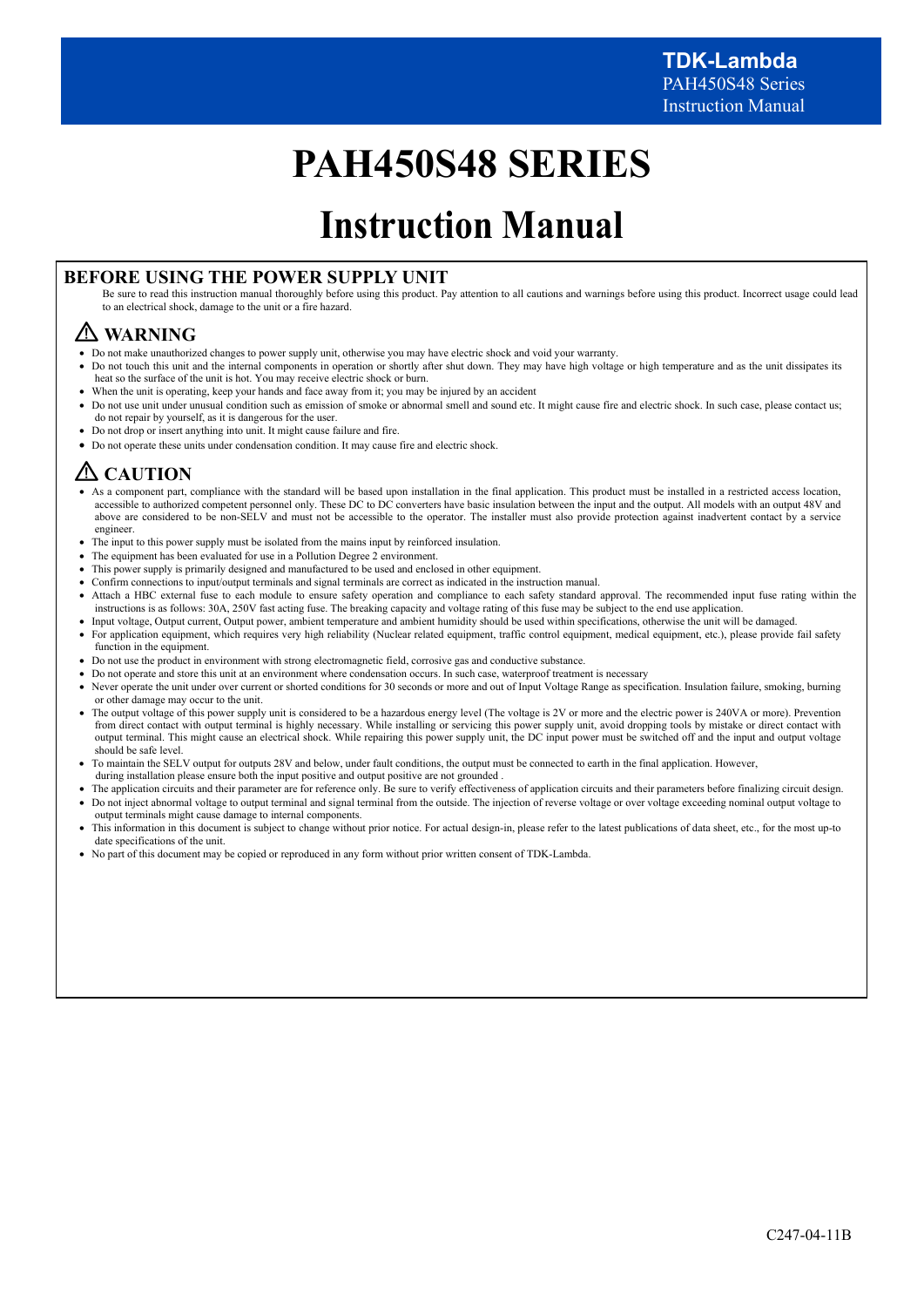# PAH450S48 SERIES

# Instruction Manual

## BEFORE USING THE POWER SUPPLY UNIT

Be sure to read this instruction manual thoroughly before using this product. Pay attention to all cautions and warnings before using this product. Incorrect usage could lead to an electrical shock, damage to the unit or a fire hazard.

### ⚠ WARNING

- Do not make unauthorized changes to power supply unit, otherwise you may have electric shock and void your warranty.
- Do not touch this unit and the internal components in operation or shortly after shut down. They may have high voltage or high temperature and as the unit dissipates its heat so the surface of the unit is hot. You may receive electric shock or burn.
- When the unit is operating, keep your hands and face away from it; you may be injured by an accident
- Do not use unit under unusual condition such as emission of smoke or abnormal smell and sound etc. It might cause fire and electric shock. In such case, please contact us; do not repair by yourself, as it is dangerous for the user.
- Do not drop or insert anything into unit. It might cause failure and fire.
- Do not operate these units under condensation condition. It may cause fire and electric shock.

### ⚠ CAUTION

- As a component part, compliance with the standard will be based upon installation in the final application. This product must be installed in a restricted access location, accessible to authorized competent personnel only. These DC to DC converters have basic insulation between the input and the output. All models with an output 48V and above are considered to be non-SELV and must not be accessible to the operator. The installer must also provide protection against inadvertent contact by a service engineer.
- The input to this power supply must be isolated from the mains input by reinforced insulation.
- The equipment has been evaluated for use in a Pollution Degree 2 environment.
- This power supply is primarily designed and manufactured to be used and enclosed in other equipment.
- Confirm connections to input/output terminals and signal terminals are correct as indicated in the instruction manual.
- Attach a HBC external fuse to each module to ensure safety operation and compliance to each safety standard approval. The recommended input fuse rating within the instructions is as follows: 30A, 250V fast acting fuse. The breaking capacity and voltage rating of this fuse may be subject to the end use application.
- Input voltage, Output current, Output power, ambient temperature and ambient humidity should be used within specifications, otherwise the unit will be damaged.
- For application equipment, which requires very high reliability (Nuclear related equipment, traffic control equipment, medical equipment, etc.), please provide fail safety function in the equipment.
- Do not use the product in environment with strong electromagnetic field, corrosive gas and conductive substance.
- Do not operate and store this unit at an environment where condensation occurs. In such case, waterproof treatment is necessary
- Never operate the unit under over current or shorted conditions for 30 seconds or more and out of Input Voltage Range as specification. Insulation failure, smoking, burning or other damage may occur to the unit.
- The output voltage of this power supply unit is considered to be a hazardous energy level (The voltage is 2V or more and the electric power is 240VA or more). Prevention from direct contact with output terminal is highly necessary. While installing or servicing this power supply unit, avoid dropping tools by mistake or direct contact with output terminal. This might cause an electrical shock. While repairing this power supply unit, the DC input power must be switched off and the input and output voltage should be safe level.
- To maintain the SELV output for outputs 28V and below, under fault conditions, the output must be connected to earth in the final application. However, during installation please ensure both the input positive and output positive are not grounded .
- The application circuits and their parameter are for reference only. Be sure to verify effectiveness of application circuits and their parameters before finalizing circuit design.
- Do not inject abnormal voltage to output terminal and signal terminal from the outside. The injection of reverse voltage or over voltage exceeding nominal output voltage to output terminals might cause damage to internal components.
- This information in this document is subject to change without prior notice. For actual design-in, please refer to the latest publications of data sheet, etc., for the most up-to date specifications of the unit.
- No part of this document may be copied or reproduced in any form without prior written consent of TDK-Lambda.

C247-04-11B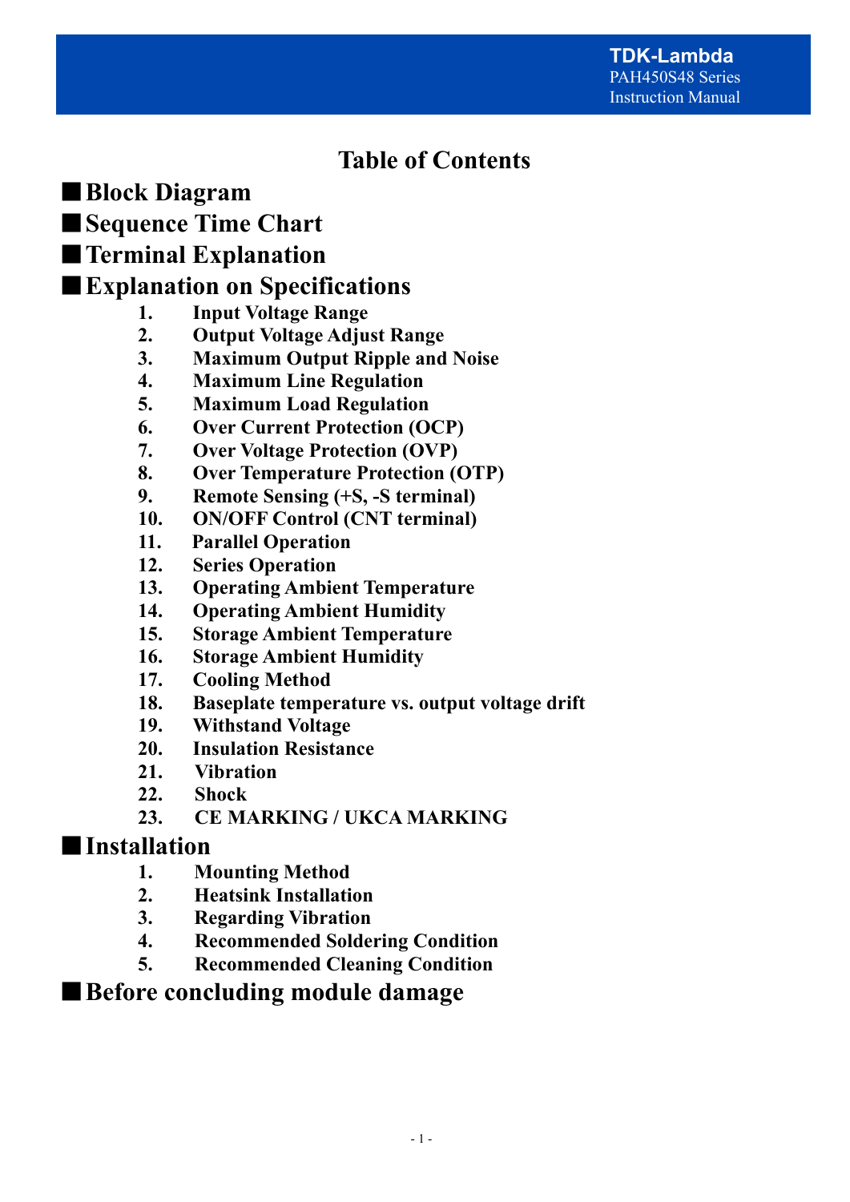# Table of Contents

## ■ Block Diagram

## ■ Sequence Time Chart

## ■ Terminal Explanation

## ■ Explanation on Specifications

1. **Input Voltage Range**
2. **Output Voltage Adjust Range**
3. **Maximum Output Ripple and Noise**
4. **Maximum Line Regulation**
5. **Maximum Load Regulation**
6. **Over Current Protection (OCP)**
7. **Over Voltage Protection (OVP)**
8. **Over Temperature Protection (OTP)**
9. **Remote Sensing (+S, -S terminal)**
10. **ON/OFF Control (CNT terminal)**
11. **Parallel Operation**
12. **Series Operation**
13. **Operating Ambient Temperature**
14. **Operating Ambient Humidity**
15. **Storage Ambient Temperature**
16. **Storage Ambient Humidity**
17. **Cooling Method**
18. **Baseplate temperature vs. output voltage drift**
19. **Withstand Voltage**
20. **Insulation Resistance**
21. **Vibration**
22. **Shock**
23. **CE MARKING / UKCA MARKING**

## ■ Installation

1. **Mounting Method**
2. **Heatsink Installation**
3. **Regarding Vibration**
4. **Recommended Soldering Condition**
5. **Recommended Cleaning Condition**

## ■ Before concluding module damage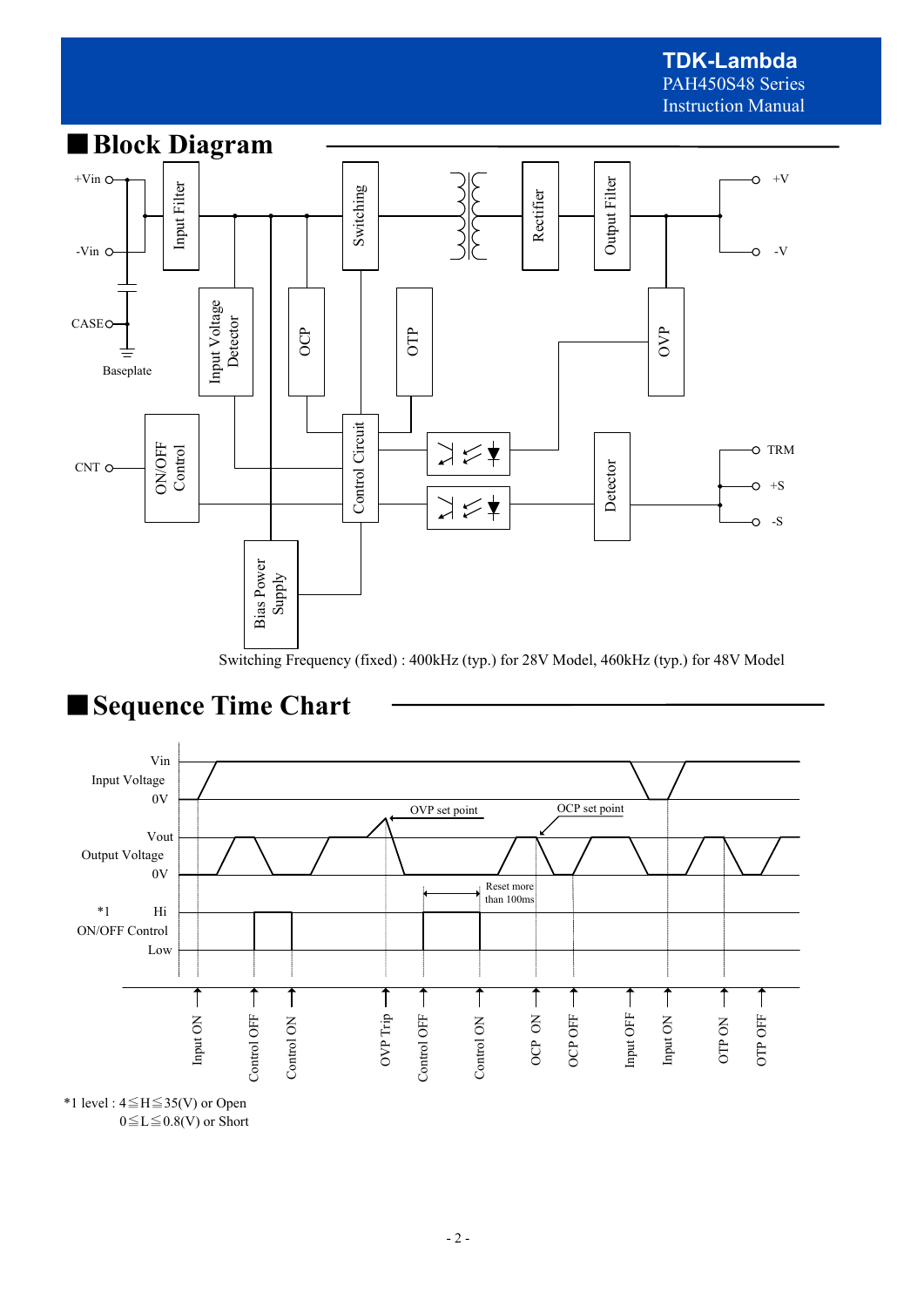## ■Block Diagram

Switching Frequency (fixed) : 400kHz (typ.) for 28V Model, 460kHz (typ.) for 48V Model

## ■Sequence Time Chart

*1 level : 4≦H≦35(V) or Open
0≦L≦0.8(V) or Short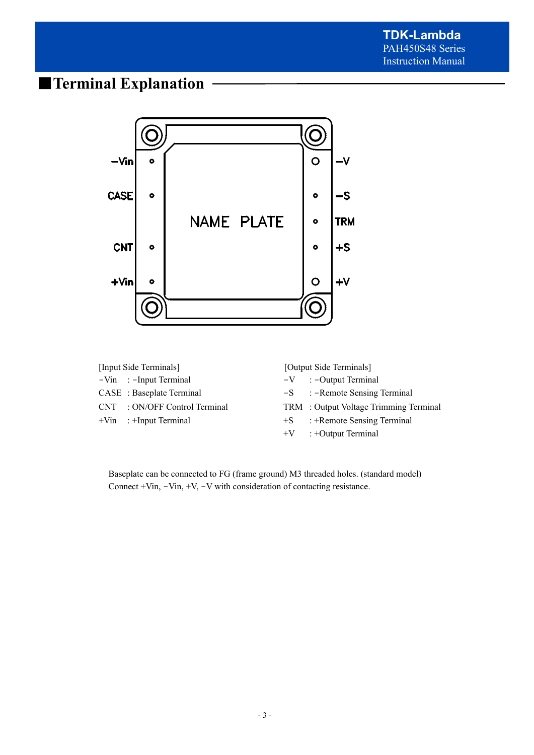## ■Terminal Explanation

[Input Side Terminals]

- −Vin : −Input Terminal
- CASE : Baseplate Terminal
- CNT : ON/OFF Control Terminal
- +Vin : +Input Terminal

[Output Side Terminals]

- −V : −Output Terminal
- −S : −Remote Sensing Terminal
- TRM : Output Voltage Trimming Terminal
- +S : +Remote Sensing Terminal
- +V : +Output Terminal

Baseplate can be connected to FG (frame ground) M3 threaded holes. (standard model)
Connect +Vin, −Vin, +V, −V with consideration of contacting resistance.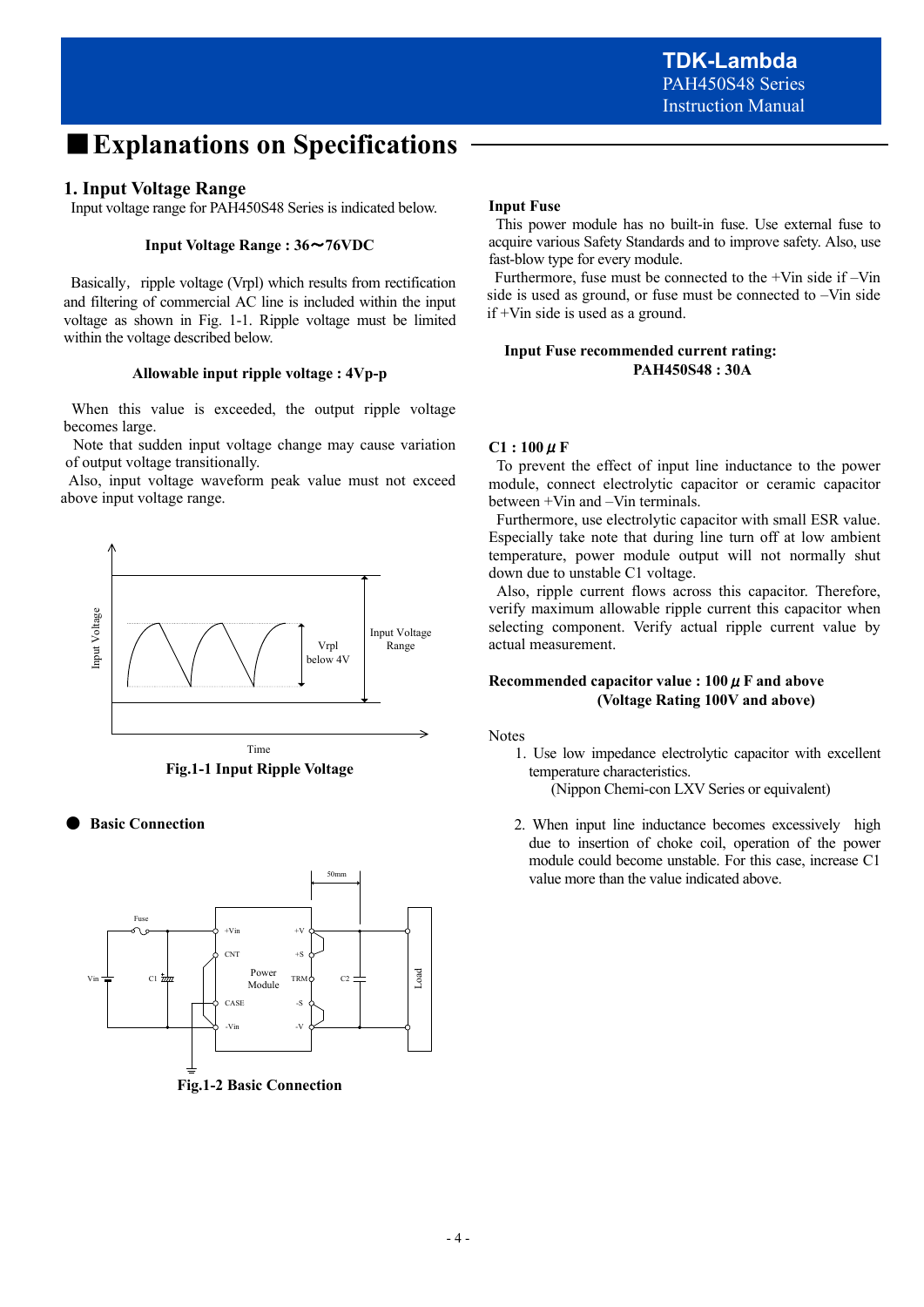# ■ Explanations on Specifications

## 1. Input Voltage Range

Input voltage range for PAH450S48 Series is indicated below.

**Input Voltage Range : 36～76VDC**

Basically, ripple voltage (Vrpl) which results from rectification and filtering of commercial AC line is included within the input voltage as shown in Fig. 1-1. Ripple voltage must be limited within the voltage described below.

**Allowable input ripple voltage : 4Vp-p**

When this value is exceeded, the output ripple voltage becomes large.

Note that sudden input voltage change may cause variation of output voltage transitionally.

Also, input voltage waveform peak value must not exceed above input voltage range.

**Fig.1-1 Input Ripple Voltage**

● **Basic Connection**

**Fig.1-2 Basic Connection**

### Input Fuse

This power module has no built-in fuse. Use external fuse to acquire various Safety Standards and to improve safety. Also, use fast-blow type for every module.

Furthermore, fuse must be connected to the +Vin side if –Vin side is used as ground, or fuse must be connected to –Vin side if +Vin side is used as a ground.

**Input Fuse recommended current rating:**
**PAH450S48 : 30A**

### C1 : 100μF

To prevent the effect of input line inductance to the power module, connect electrolytic capacitor or ceramic capacitor between +Vin and –Vin terminals.

Furthermore, use electrolytic capacitor with small ESR value. Especially take note that during line turn off at low ambient temperature, power module output will not normally shut down due to unstable C1 voltage.

Also, ripple current flows across this capacitor. Therefore, verify maximum allowable ripple current this capacitor when selecting component. Verify actual ripple current value by actual measurement.

**Recommended capacitor value : 100μF and above**
**(Voltage Rating 100V and above)**

Notes

1. Use low impedance electrolytic capacitor with excellent temperature characteristics.
   (Nippon Chemi-con LXV Series or equivalent)

2. When input line inductance becomes excessively high due to insertion of choke coil, operation of the power module could become unstable. For this case, increase C1 value more than the value indicated above.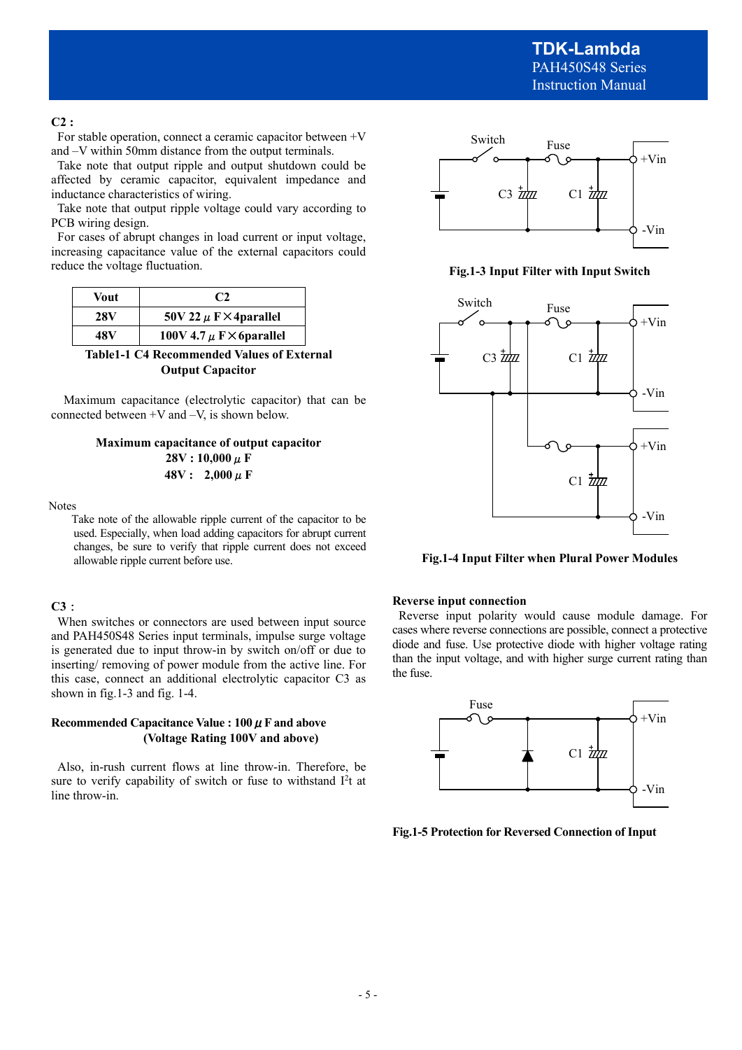**C2 :**

For stable operation, connect a ceramic capacitor between +V and –V within 50mm distance from the output terminals.

Take note that output ripple and output shutdown could be affected by ceramic capacitor, equivalent impedance and inductance characteristics of wiring.

Take note that output ripple voltage could vary according to PCB wiring design.

For cases of abrupt changes in load current or input voltage, increasing capacitance value of the external capacitors could reduce the voltage fluctuation.

| Vout | C2 |
|---|---|
| 28V | 50V 22 μF×4parallel |
| 48V | 100V 4.7 μF×6parallel |

**Table1-1 C4 Recommended Values of External Output Capacitor**

Maximum capacitance (electrolytic capacitor) that can be connected between +V and –V, is shown below.

**Maximum capacitance of output capacitor**
**28V : 10,000 μF**
**48V : 2,000 μF**

Notes

Take note of the allowable ripple current of the capacitor to be used. Especially, when load adding capacitors for abrupt current changes, be sure to verify that ripple current does not exceed allowable ripple current before use.

**C3 :**

When switches or connectors are used between input source and PAH450S48 Series input terminals, impulse surge voltage is generated due to input throw-in by switch on/off or due to inserting/ removing of power module from the active line. For this case, connect an additional electrolytic capacitor C3 as shown in fig.1-3 and fig. 1-4.

**Recommended Capacitance Value : 100 μF and above (Voltage Rating 100V and above)**

Also, in-rush current flows at line throw-in. Therefore, be sure to verify capability of switch or fuse to withstand $I^2t$ at line throw-in.

**Fig.1-3 Input Filter with Input Switch**

**Fig.1-4 Input Filter when Plural Power Modules**

**Reverse input connection**

Reverse input polarity would cause module damage. For cases where reverse connections are possible, connect a protective diode and fuse. Use protective diode with higher voltage rating than the input voltage, and with higher surge current rating than the fuse.

**Fig.1-5 Protection for Reversed Connection of Input**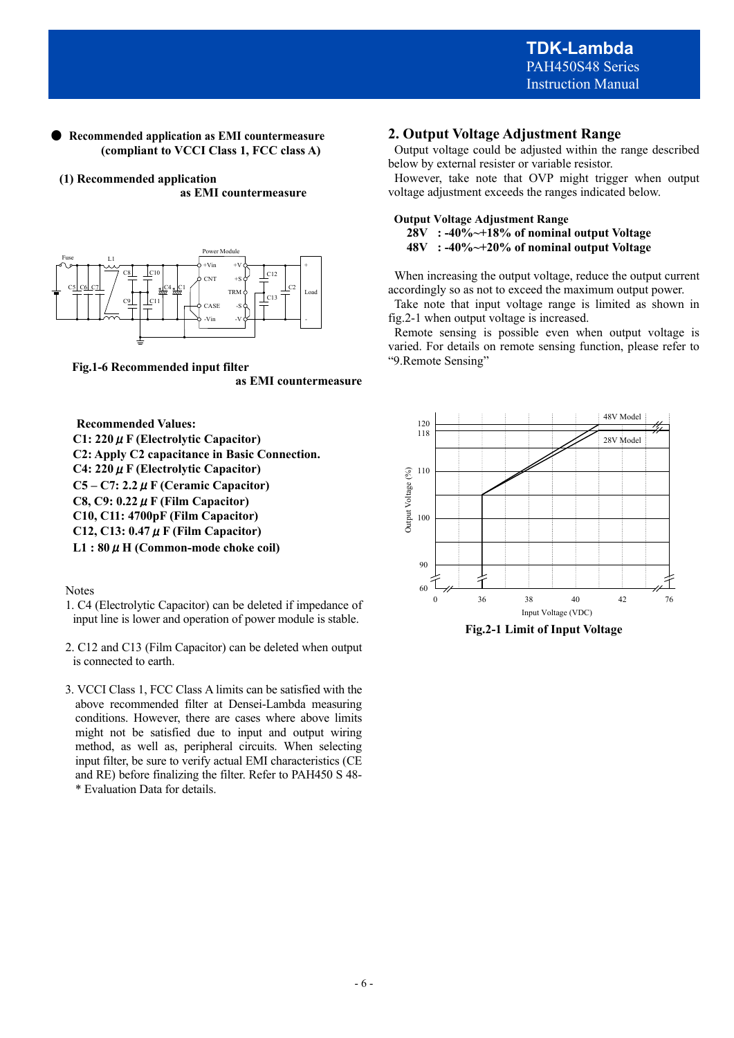● **Recommended application as EMI countermeasure (compliant to VCCI Class 1, FCC class A)**

**(1) Recommended application as EMI countermeasure**

**Fig.1-6 Recommended input filter as EMI countermeasure**

**Recommended Values:**

**C1: 220 μF (Electrolytic Capacitor)**
**C2: Apply C2 capacitance in Basic Connection.**
**C4: 220 μF (Electrolytic Capacitor)**
**C5 – C7: 2.2 μF (Ceramic Capacitor)**
**C8, C9: 0.22 μF (Film Capacitor)**
**C10, C11: 4700pF (Film Capacitor)**
**C12, C13: 0.47 μF (Film Capacitor)**
**L1 : 80 μH (Common-mode choke coil)**

Notes

1. C4 (Electrolytic Capacitor) can be deleted if impedance of input line is lower and operation of power module is stable.

2. C12 and C13 (Film Capacitor) can be deleted when output is connected to earth.

3. VCCI Class 1, FCC Class A limits can be satisfied with the above recommended filter at Densei-Lambda measuring conditions. However, there are cases where above limits might not be satisfied due to input and output wiring method, as well as, peripheral circuits. When selecting input filter, be sure to verify actual EMI characteristics (CE and RE) before finalizing the filter. Refer to PAH450 S 48-* Evaluation Data for details.

## 2. Output Voltage Adjustment Range

Output voltage could be adjusted within the range described below by external resister or variable resistor.

However, take note that OVP might trigger when output voltage adjustment exceeds the ranges indicated below.

**Output Voltage Adjustment Range**

**28V : -40%~+18% of nominal output Voltage**
**48V : -40%~+20% of nominal output Voltage**

When increasing the output voltage, reduce the output current accordingly so as not to exceed the maximum output power.

Take note that input voltage range is limited as shown in fig.2-1 when output voltage is increased.

Remote sensing is possible even when output voltage is varied. For details on remote sensing function, please refer to "9.Remote Sensing"

**Fig.2-1 Limit of Input Voltage**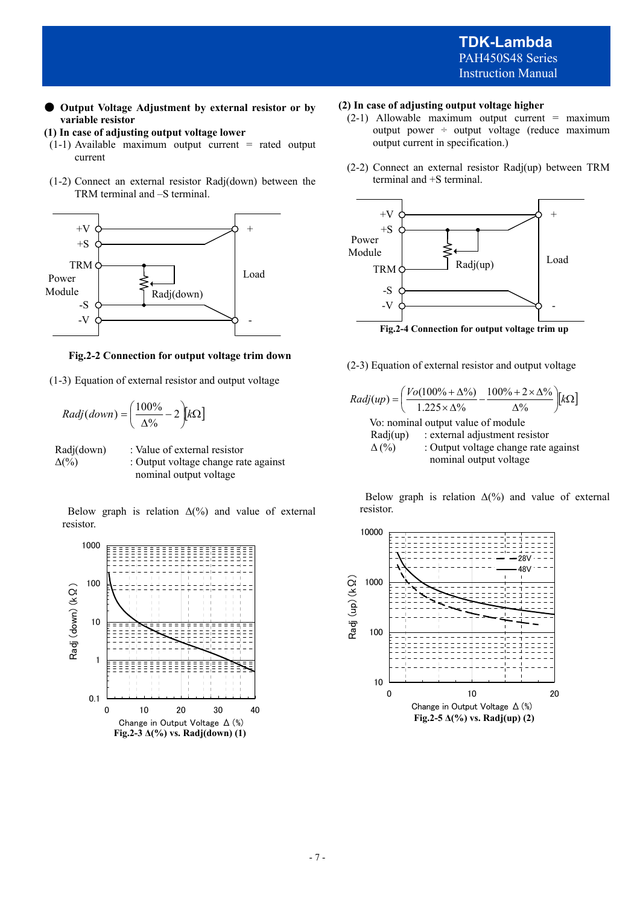## ● Output Voltage Adjustment by external resistor or by variable resistor

### (1) In case of adjusting output voltage lower

(1-1) Available maximum output current = rated output current

(1-2) Connect an external resistor Radj(down) between the TRM terminal and –S terminal.

**Fig.2-2 Connection for output voltage trim down**

(1-3) Equation of external resistor and output voltage

$$Radj(down) = \left(\frac{100\%}{\Delta\%} - 2\right)[k\Omega]$$

Radj(down) : Value of external resistor
Δ(%) : Output voltage change rate against nominal output voltage

Below graph is relation Δ(%) and value of external resistor.

**Fig.2-3 Δ(%) vs. Radj(down) (1)**

### (2) In case of adjusting output voltage higher

(2-1) Allowable maximum output current = maximum output power ÷ output voltage (reduce maximum output current in specification.)

(2-2) Connect an external resistor Radj(up) between TRM terminal and +S terminal.

**Fig.2-4 Connection for output voltage trim up**

(2-3) Equation of external resistor and output voltage

$$Radj(up) = \left(\frac{Vo(100\% + \Delta\%)}{1.225 \times \Delta\%} - \frac{100\% + 2 \times \Delta\%}{\Delta\%}\right)[k\Omega]$$

Vo: nominal output value of module
Radj(up) : external adjustment resistor
Δ(%) : Output voltage change rate against nominal output voltage

Below graph is relation Δ(%) and value of external resistor.

**Fig.2-5 Δ(%) vs. Radj(up) (2)**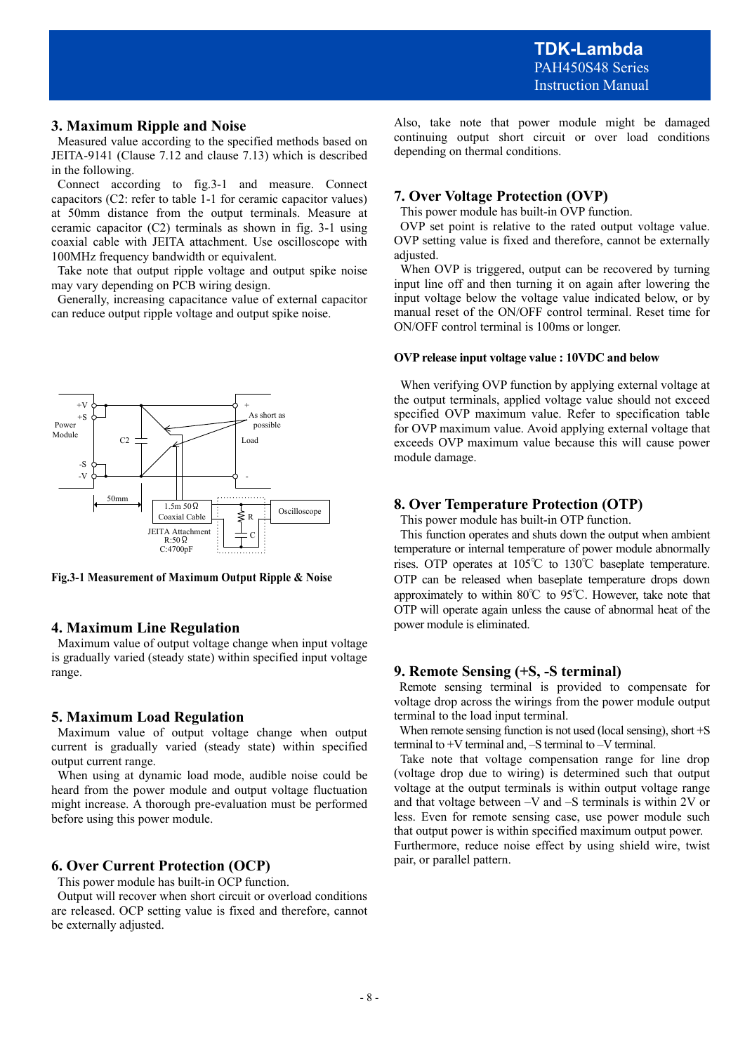## 3. Maximum Ripple and Noise

Measured value according to the specified methods based on JEITA-9141 (Clause 7.12 and clause 7.13) which is described in the following.

Connect according to fig.3-1 and measure. Connect capacitors (C2: refer to table 1-1 for ceramic capacitor values) at 50mm distance from the output terminals. Measure at ceramic capacitor (C2) terminals as shown in fig. 3-1 using coaxial cable with JEITA attachment. Use oscilloscope with 100MHz frequency bandwidth or equivalent.

Take note that output ripple voltage and output spike noise may vary depending on PCB wiring design.

Generally, increasing capacitance value of external capacitor can reduce output ripple voltage and output spike noise.

**Fig.3-1 Measurement of Maximum Output Ripple & Noise**

## 4. Maximum Line Regulation

Maximum value of output voltage change when input voltage is gradually varied (steady state) within specified input voltage range.

## 5. Maximum Load Regulation

Maximum value of output voltage change when output current is gradually varied (steady state) within specified output current range.

When using at dynamic load mode, audible noise could be heard from the power module and output voltage fluctuation might increase. A thorough pre-evaluation must be performed before using this power module.

## 6. Over Current Protection (OCP)

This power module has built-in OCP function.

Output will recover when short circuit or overload conditions are released. OCP setting value is fixed and therefore, cannot be externally adjusted.

Also, take note that power module might be damaged continuing output short circuit or over load conditions depending on thermal conditions.

## 7. Over Voltage Protection (OVP)

This power module has built-in OVP function.

OVP set point is relative to the rated output voltage value. OVP setting value is fixed and therefore, cannot be externally adjusted.

When OVP is triggered, output can be recovered by turning input line off and then turning it on again after lowering the input voltage below the voltage value indicated below, or by manual reset of the ON/OFF control terminal. Reset time for ON/OFF control terminal is 100ms or longer.

**OVP release input voltage value : 10VDC and below**

When verifying OVP function by applying external voltage at the output terminals, applied voltage value should not exceed specified OVP maximum value. Refer to specification table for OVP maximum value. Avoid applying external voltage that exceeds OVP maximum value because this will cause power module damage.

## 8. Over Temperature Protection (OTP)

This power module has built-in OTP function.

This function operates and shuts down the output when ambient temperature or internal temperature of power module abnormally rises. OTP operates at 105℃ to 130℃ baseplate temperature. OTP can be released when baseplate temperature drops down approximately to within 80℃ to 95℃. However, take note that OTP will operate again unless the cause of abnormal heat of the power module is eliminated.

## 9. Remote Sensing (+S, -S terminal)

Remote sensing terminal is provided to compensate for voltage drop across the wirings from the power module output terminal to the load input terminal.

When remote sensing function is not used (local sensing), short +S terminal to +V terminal and, –S terminal to –V terminal.

Take note that voltage compensation range for line drop (voltage drop due to wiring) is determined such that output voltage at the output terminals is within output voltage range and that voltage between –V and –S terminals is within 2V or less. Even for remote sensing case, use power module such that output power is within specified maximum output power. Furthermore, reduce noise effect by using shield wire, twist pair, or parallel pattern.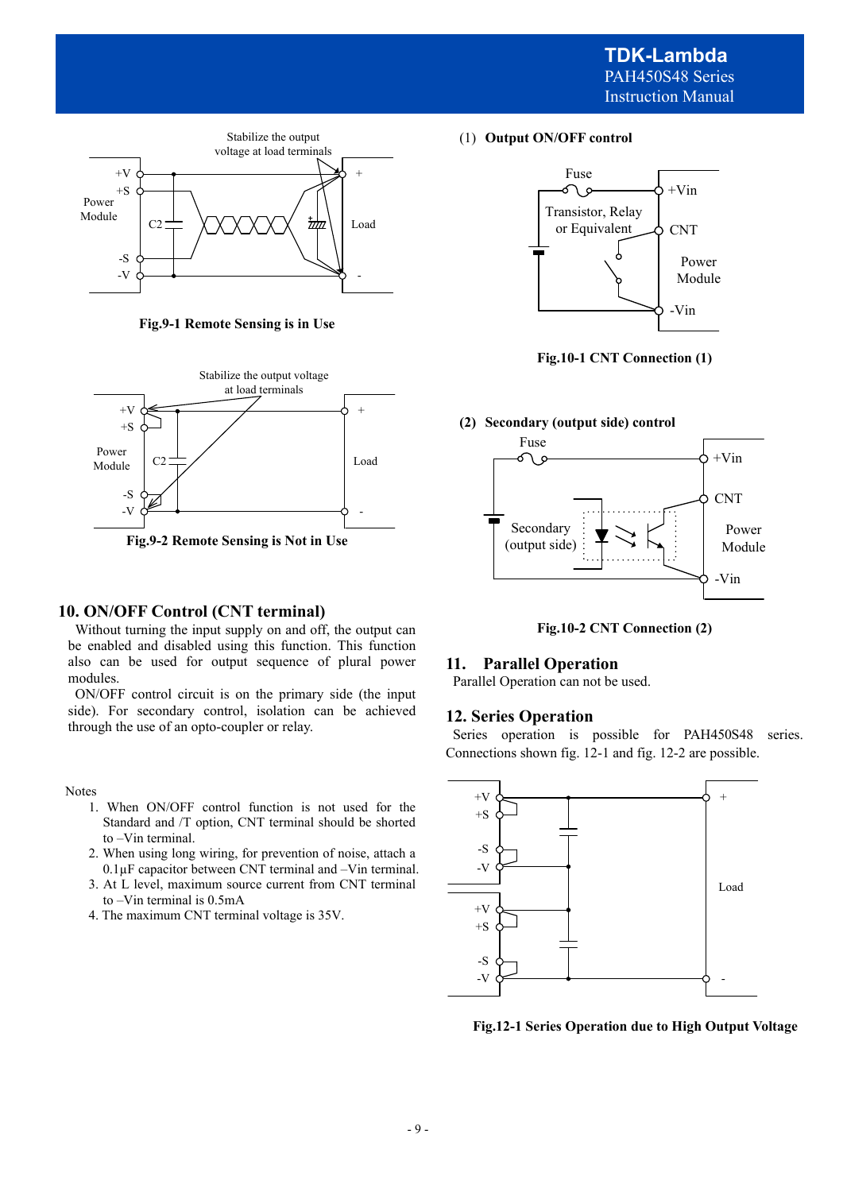Fig.9-1 Remote Sensing is in Use

Fig.9-2 Remote Sensing is Not in Use

## 10. ON/OFF Control (CNT terminal)

Without turning the input supply on and off, the output can be enabled and disabled using this function. This function also can be used for output sequence of plural power modules.

ON/OFF control circuit is on the primary side (the input side). For secondary control, isolation can be achieved through the use of an opto-coupler or relay.

Notes

1. When ON/OFF control function is not used for the Standard and /T option, CNT terminal should be shorted to –Vin terminal.
2. When using long wiring, for prevention of noise, attach a 0.1µF capacitor between CNT terminal and –Vin terminal.
3. At L level, maximum source current from CNT terminal to –Vin terminal is 0.5mA
4. The maximum CNT terminal voltage is 35V.

(1) **Output ON/OFF control**

Fig.10-1 CNT Connection (1)

**(2) Secondary (output side) control**

Fig.10-2 CNT Connection (2)

## 11. Parallel Operation

Parallel Operation can not be used.

## 12. Series Operation

Series operation is possible for PAH450S48 series. Connections shown fig. 12-1 and fig. 12-2 are possible.

Fig.12-1 Series Operation due to High Output Voltage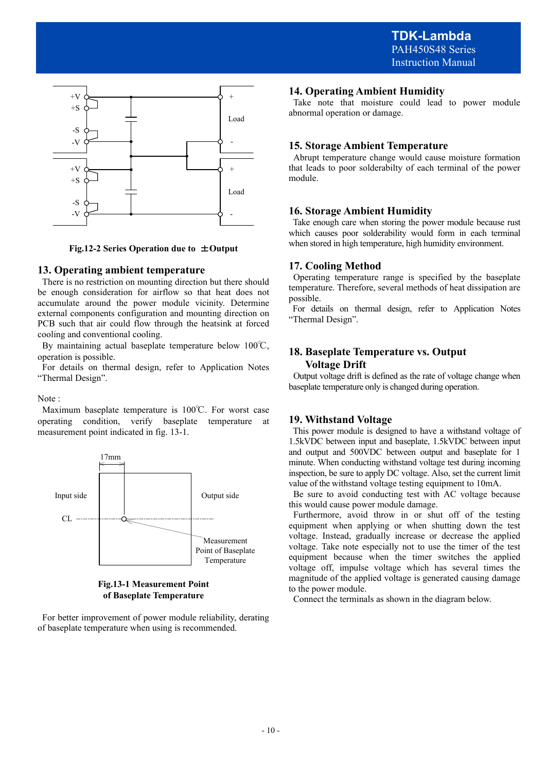Fig.12-2 Series Operation due to ±Output

## 13. Operating ambient temperature

There is no restriction on mounting direction but there should be enough consideration for airflow so that heat does not accumulate around the power module vicinity. Determine external components configuration and mounting direction on PCB such that air could flow through the heatsink at forced cooling and conventional cooling.

By maintaining actual baseplate temperature below 100℃, operation is possible.

For details on thermal design, refer to Application Notes "Thermal Design".

Note :

Maximum baseplate temperature is 100℃. For worst case operating condition, verify baseplate temperature at measurement point indicated in fig. 13-1.

Fig.13-1 Measurement Point of Baseplate Temperature

For better improvement of power module reliability, derating of baseplate temperature when using is recommended.

## 14. Operating Ambient Humidity

Take note that moisture could lead to power module abnormal operation or damage.

## 15. Storage Ambient Temperature

Abrupt temperature change would cause moisture formation that leads to poor solderabilty of each terminal of the power module.

## 16. Storage Ambient Humidity

Take enough care when storing the power module because rust which causes poor solderability would form in each terminal when stored in high temperature, high humidity environment.

## 17. Cooling Method

Operating temperature range is specified by the baseplate temperature. Therefore, several methods of heat dissipation are possible.

For details on thermal design, refer to Application Notes "Thermal Design".

## 18. Baseplate Temperature vs. Output Voltage Drift

Output voltage drift is defined as the rate of voltage change when baseplate temperature only is changed during operation.

## 19. Withstand Voltage

This power module is designed to have a withstand voltage of 1.5kVDC between input and baseplate, 1.5kVDC between input and output and 500VDC between output and baseplate for 1 minute. When conducting withstand voltage test during incoming inspection, be sure to apply DC voltage. Also, set the current limit value of the withstand voltage testing equipment to 10mA.

Be sure to avoid conducting test with AC voltage because this would cause power module damage.

Furthermore, avoid throw in or shut off of the testing equipment when applying or when shutting down the test voltage. Instead, gradually increase or decrease the applied voltage. Take note especially not to use the timer of the test equipment because when the timer switches the applied voltage off, impulse voltage which has several times the magnitude of the applied voltage is generated causing damage to the power module.

Connect the terminals as shown in the diagram below.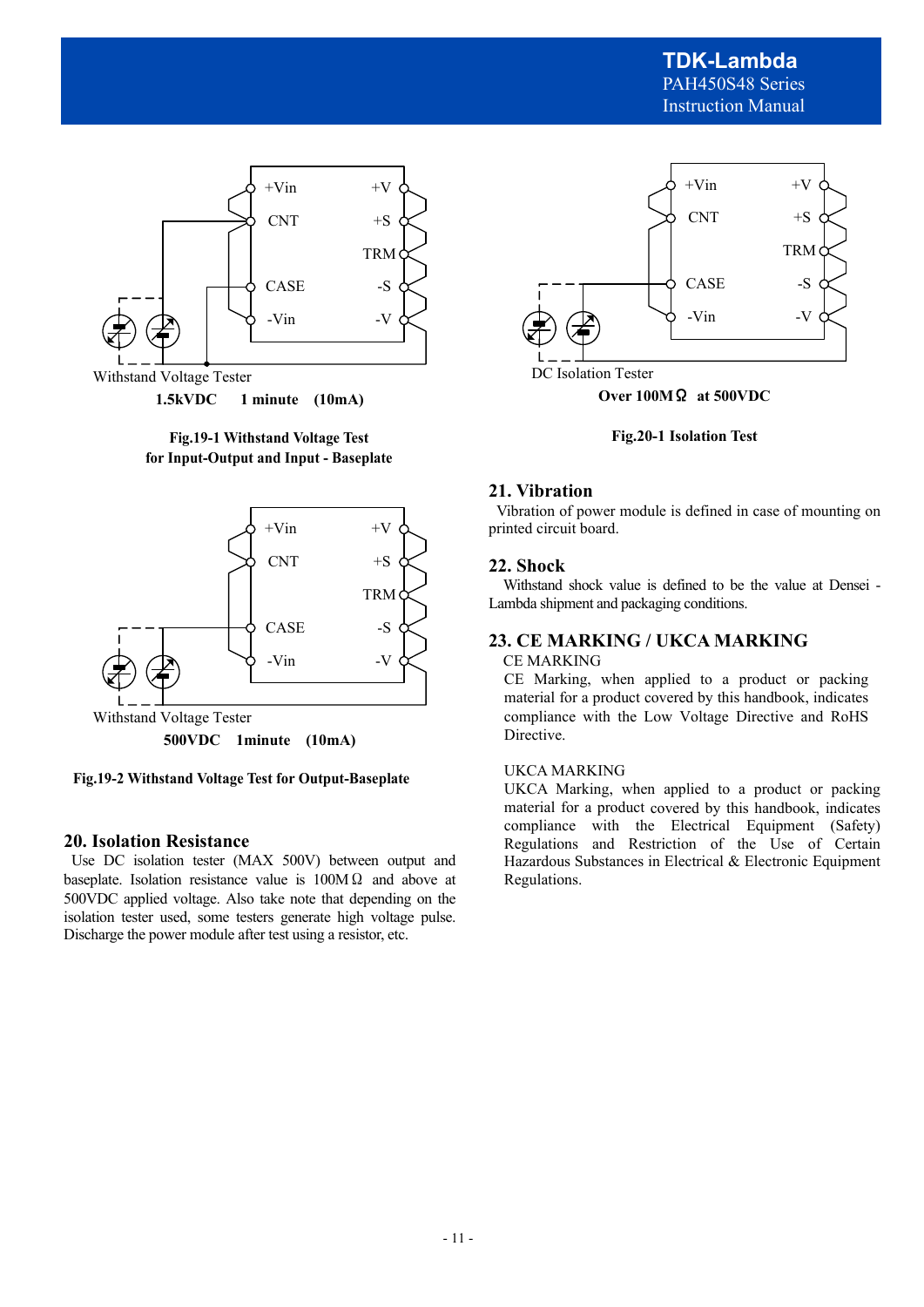Withstand Voltage Tester

**1.5kVDC 1 minute (10mA)**

**Fig.19-1 Withstand Voltage Test for Input-Output and Input - Baseplate**

Withstand Voltage Tester

**500VDC 1minute (10mA)**

**Fig.19-2 Withstand Voltage Test for Output-Baseplate**

## 20. Isolation Resistance

Use DC isolation tester (MAX 500V) between output and baseplate. Isolation resistance value is 100MΩ and above at 500VDC applied voltage. Also take note that depending on the isolation tester used, some testers generate high voltage pulse. Discharge the power module after test using a resistor, etc.

DC Isolation Tester

**Over 100MΩ at 500VDC**

**Fig.20-1 Isolation Test**

## 21. Vibration

Vibration of power module is defined in case of mounting on printed circuit board.

## 22. Shock

Withstand shock value is defined to be the value at Densei - Lambda shipment and packaging conditions.

## 23. CE MARKING / UKCA MARKING

CE MARKING

CE Marking, when applied to a product or packing material for a product covered by this handbook, indicates compliance with the Low Voltage Directive and RoHS Directive.

UKCA MARKING

UKCA Marking, when applied to a product or packing material for a product covered by this handbook, indicates compliance with the Electrical Equipment (Safety) Regulations and Restriction of the Use of Certain Hazardous Substances in Electrical & Electronic Equipment Regulations.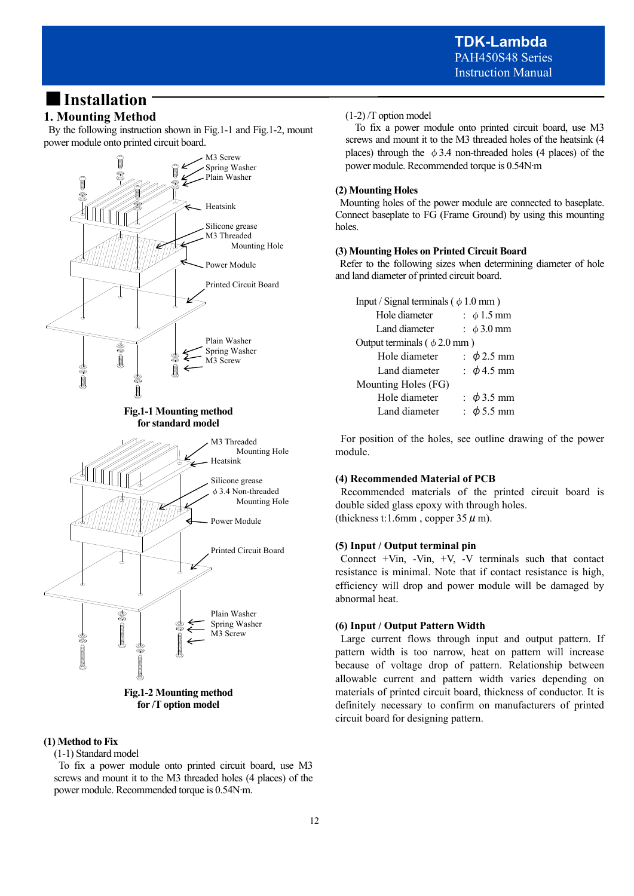# Installation

## 1. Mounting Method

By the following instruction shown in Fig.1-1 and Fig.1-2, mount power module onto printed circuit board.

M3 Screw
Spring Washer
Plain Washer
Heatsink
Silicone grease
M3 Threaded Mounting Hole
Power Module
Printed Circuit Board
Plain Washer
Spring Washer
M3 Screw

**Fig.1-1 Mounting method for standard model**

M3 Threaded Mounting Hole
Heatsink
Silicone grease
ϕ 3.4 Non-threaded Mounting Hole
Power Module
Printed Circuit Board
Plain Washer
Spring Washer
M3 Screw

**Fig.1-2 Mounting method for /T option model**

### (1) Method to Fix

(1-1) Standard model

To fix a power module onto printed circuit board, use M3 screws and mount it to the M3 threaded holes (4 places) of the power module. Recommended torque is 0.54N·m.

(1-2) /T option model

To fix a power module onto printed circuit board, use M3 screws and mount it to the M3 threaded holes of the heatsink (4 places) through the ϕ 3.4 non-threaded holes (4 places) of the power module. Recommended torque is 0.54N·m

### (2) Mounting Holes

Mounting holes of the power module are connected to baseplate. Connect baseplate to FG (Frame Ground) by using this mounting holes.

### (3) Mounting Holes on Printed Circuit Board

Refer to the following sizes when determining diameter of hole and land diameter of printed circuit board.

Input / Signal terminals ( ϕ 1.0 mm )
- Hole diameter : ϕ 1.5 mm
- Land diameter : ϕ 3.0 mm

Output terminals ( ϕ 2.0 mm )
- Hole diameter : ϕ 2.5 mm
- Land diameter : ϕ 4.5 mm

Mounting Holes (FG)
- Hole diameter : ϕ 3.5 mm
- Land diameter : ϕ 5.5 mm

For position of the holes, see outline drawing of the power module.

### (4) Recommended Material of PCB

Recommended materials of the printed circuit board is double sided glass epoxy with through holes.
(thickness t:1.6mm , copper 35 μ m).

### (5) Input / Output terminal pin

Connect +Vin, -Vin, +V, -V terminals such that contact resistance is minimal. Note that if contact resistance is high, efficiency will drop and power module will be damaged by abnormal heat.

### (6) Input / Output Pattern Width

Large current flows through input and output pattern. If pattern width is too narrow, heat on pattern will increase because of voltage drop of pattern. Relationship between allowable current and pattern width varies depending on materials of printed circuit board, thickness of conductor. It is definitely necessary to confirm on manufacturers of printed circuit board for designing pattern.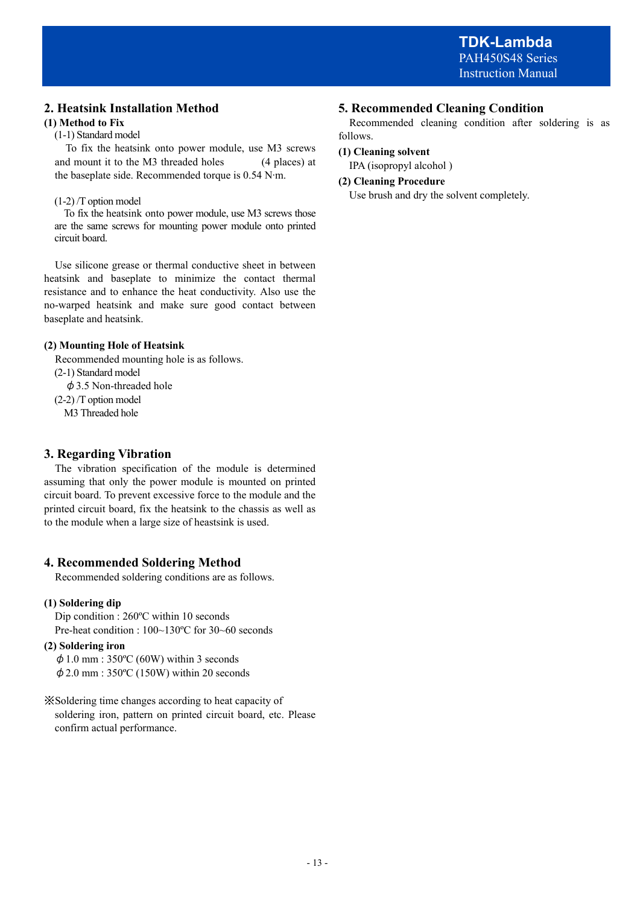## 2. Heatsink Installation Method

**(1) Method to Fix**

(1-1) Standard model

To fix the heatsink onto power module, use M3 screws and mount it to the M3 threaded holes (4 places) at the baseplate side. Recommended torque is 0.54 N·m.

(1-2) /T option model

To fix the heatsink onto power module, use M3 screws those are the same screws for mounting power module onto printed circuit board.

Use silicone grease or thermal conductive sheet in between heatsink and baseplate to minimize the contact thermal resistance and to enhance the heat conductivity. Also use the no-warped heatsink and make sure good contact between baseplate and heatsink.

**(2) Mounting Hole of Heatsink**

Recommended mounting hole is as follows.

(2-1) Standard model

ϕ3.5 Non-threaded hole

(2-2) /T option model

M3 Threaded hole

## 3. Regarding Vibration

The vibration specification of the module is determined assuming that only the power module is mounted on printed circuit board. To prevent excessive force to the module and the printed circuit board, fix the heatsink to the chassis as well as to the module when a large size of heastsink is used.

## 4. Recommended Soldering Method

Recommended soldering conditions are as follows.

**(1) Soldering dip**

Dip condition : 260ºC within 10 seconds

Pre-heat condition : 100~130ºC for 30~60 seconds

**(2) Soldering iron**

ϕ1.0 mm : 350ºC (60W) within 3 seconds

ϕ2.0 mm : 350ºC (150W) within 20 seconds

※Soldering time changes according to heat capacity of soldering iron, pattern on printed circuit board, etc. Please confirm actual performance.

## 5. Recommended Cleaning Condition

Recommended cleaning condition after soldering is as follows.

**(1) Cleaning solvent**

IPA (isopropyl alcohol )

**(2) Cleaning Procedure**

Use brush and dry the solvent completely.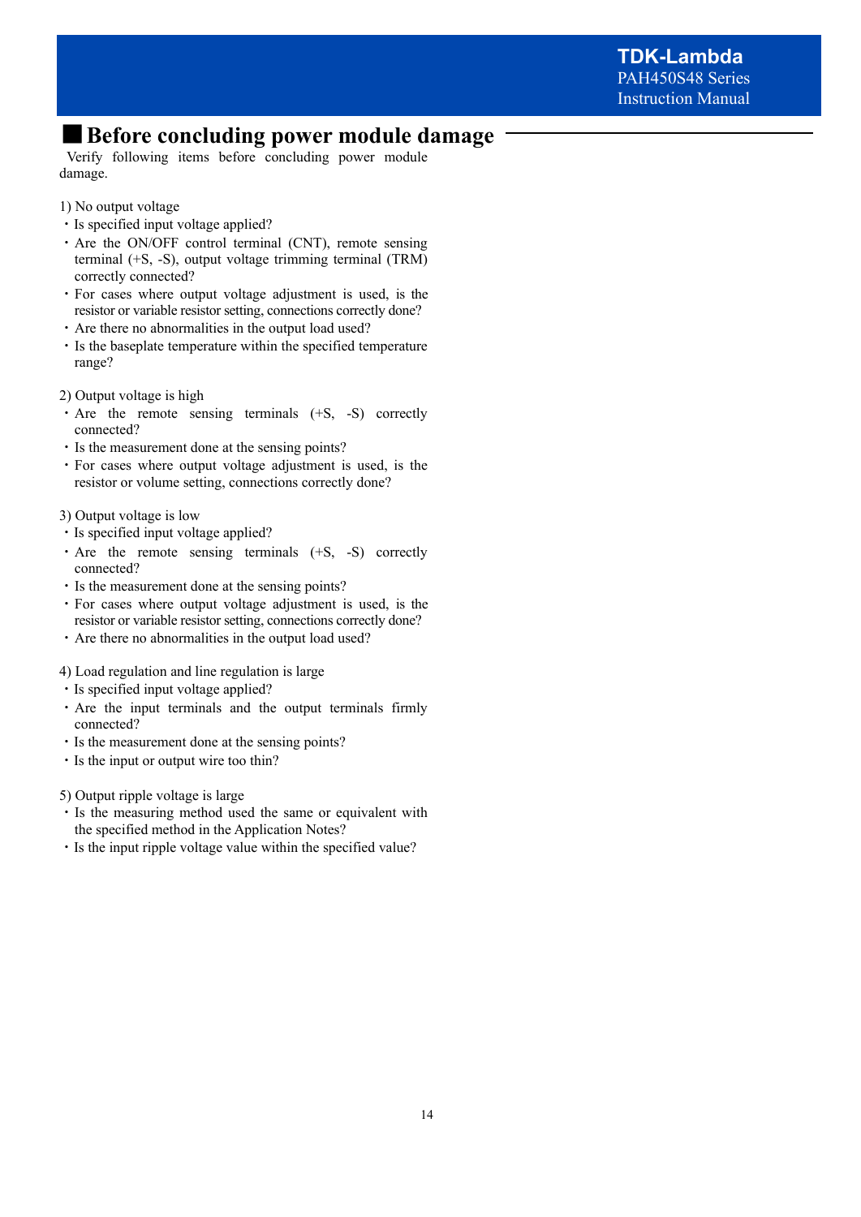## ■Before concluding power module damage

Verify following items before concluding power module damage.

1) No output voltage

- Is specified input voltage applied?
- Are the ON/OFF control terminal (CNT), remote sensing terminal (+S, -S), output voltage trimming terminal (TRM) correctly connected?
- For cases where output voltage adjustment is used, is the resistor or variable resistor setting, connections correctly done?
- Are there no abnormalities in the output load used?
- Is the baseplate temperature within the specified temperature range?

2) Output voltage is high

- Are the remote sensing terminals (+S, -S) correctly connected?
- Is the measurement done at the sensing points?
- For cases where output voltage adjustment is used, is the resistor or volume setting, connections correctly done?

3) Output voltage is low

- Is specified input voltage applied?
- Are the remote sensing terminals (+S, -S) correctly connected?
- Is the measurement done at the sensing points?
- For cases where output voltage adjustment is used, is the resistor or variable resistor setting, connections correctly done?
- Are there no abnormalities in the output load used?

4) Load regulation and line regulation is large

- Is specified input voltage applied?
- Are the input terminals and the output terminals firmly connected?
- Is the measurement done at the sensing points?
- Is the input or output wire too thin?

5) Output ripple voltage is large

- Is the measuring method used the same or equivalent with the specified method in the Application Notes?
- Is the input ripple voltage value within the specified value?